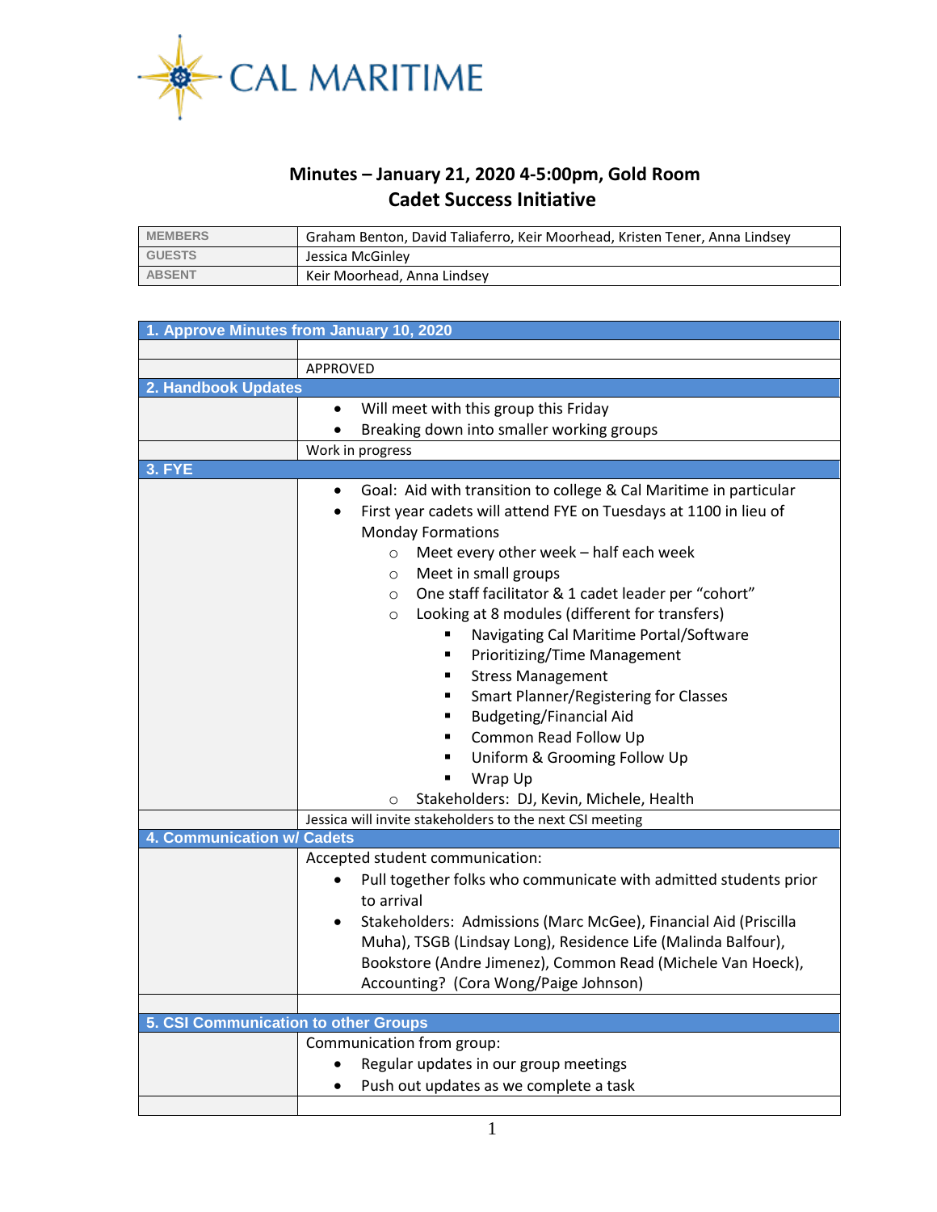CAL MARITIME

# Minutes – January 21, 2020 4-5:00pm, Gold Room
## Cadet Success Initiative

| | |
|---|---|
| MEMBERS | Graham Benton, David Taliaferro, Keir Moorhead, Kristen Tener, Anna Lindsey |
| GUESTS | Jessica McGinley |
| ABSENT | Keir Moorhead, Anna Lindsey |

### 1. Approve Minutes from January 10, 2020

APPROVED

### 2. Handbook Updates

- Will meet with this group this Friday
- Breaking down into smaller working groups

Work in progress

### 3. FYE

- Goal: Aid with transition to college & Cal Maritime in particular
- First year cadets will attend FYE on Tuesdays at 1100 in lieu of Monday Formations
  - Meet every other week – half each week
  - Meet in small groups
  - One staff facilitator & 1 cadet leader per "cohort"
  - Looking at 8 modules (different for transfers)
    - Navigating Cal Maritime Portal/Software
    - Prioritizing/Time Management
    - Stress Management
    - Smart Planner/Registering for Classes
    - Budgeting/Financial Aid
    - Common Read Follow Up
    - Uniform & Grooming Follow Up
    - Wrap Up
  - Stakeholders: DJ, Kevin, Michele, Health

Jessica will invite stakeholders to the next CSI meeting

### 4. Communication w/ Cadets

Accepted student communication:

- Pull together folks who communicate with admitted students prior to arrival
- Stakeholders: Admissions (Marc McGee), Financial Aid (Priscilla Muha), TSGB (Lindsay Long), Residence Life (Malinda Balfour), Bookstore (Andre Jimenez), Common Read (Michele Van Hoeck), Accounting? (Cora Wong/Paige Johnson)

### 5. CSI Communication to other Groups

Communication from group:

- Regular updates in our group meetings
- Push out updates as we complete a task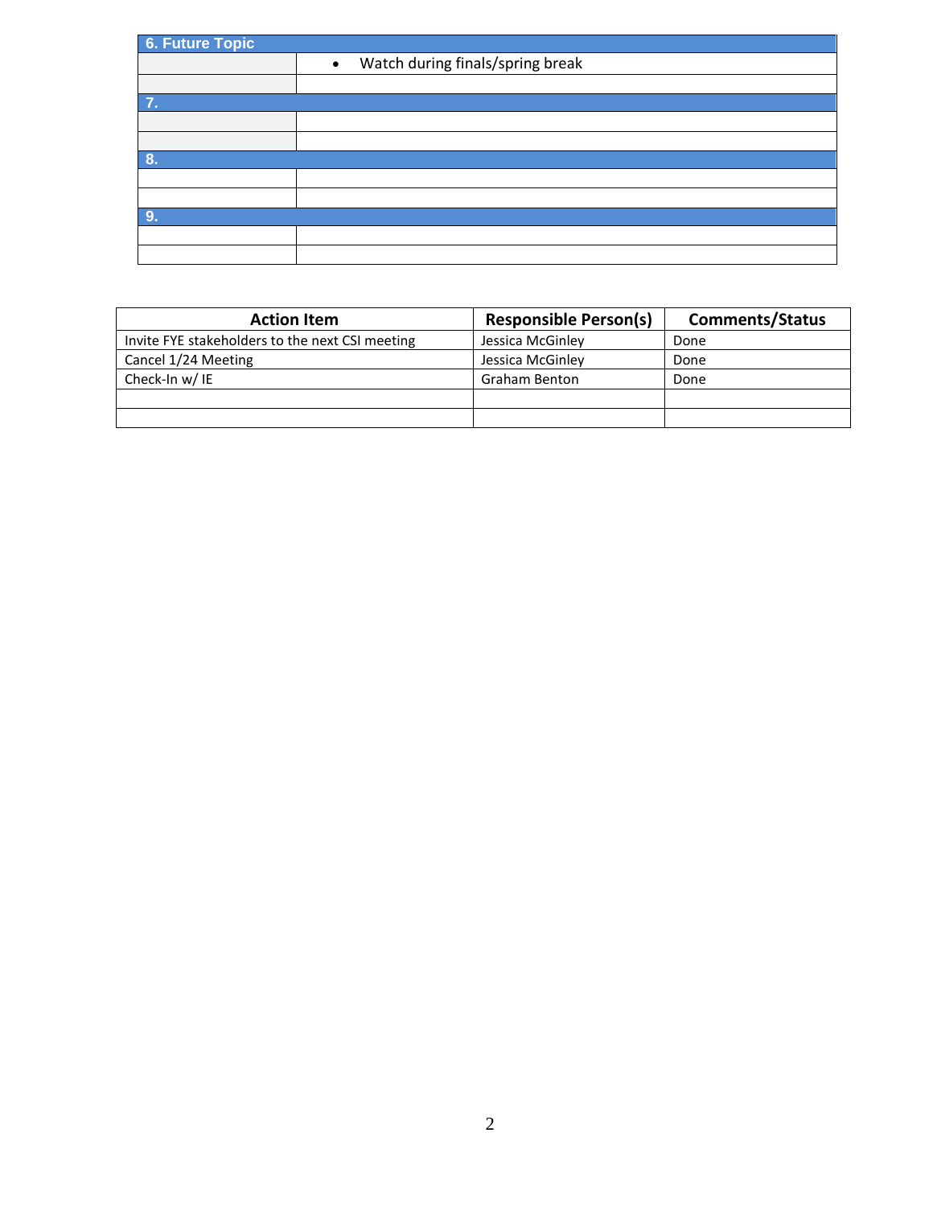| 6. Future Topic | |
|---|---|
| | • Watch during finals/spring break |
| | |
| **7.** | |
| | |
| | |
| **8.** | |
| | |
| | |
| **9.** | |
| | |
| | |

| Action Item | Responsible Person(s) | Comments/Status |
|---|---|---|
| Invite FYE stakeholders to the next CSI meeting | Jessica McGinley | Done |
| Cancel 1/24 Meeting | Jessica McGinley | Done |
| Check-In w/ IE | Graham Benton | Done |
| | | |
| | | |